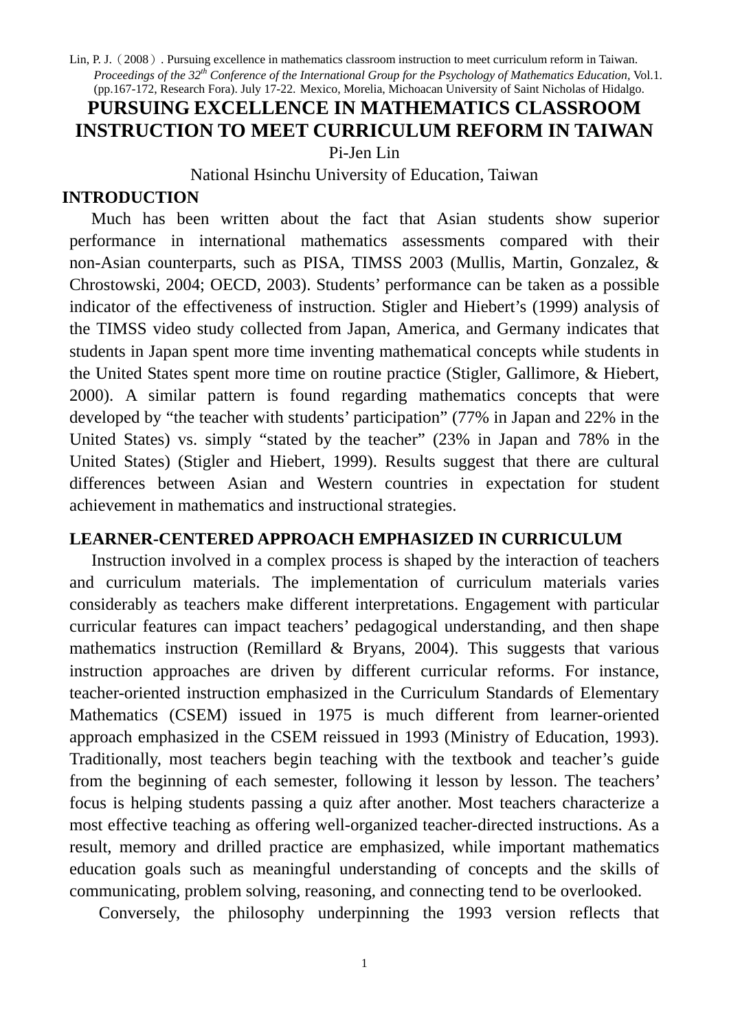Lin, P. J.（2008）. Pursuing excellence in mathematics classroom instruction to meet curriculum reform in Taiwan. *Proceedings of the 32*[th] *Conference of the International Group for the Psychology of Mathematics Education*, Vol.1. (pp.167-172, Research Fora). July 17-22. Mexico, Morelia, Michoacan University of Saint Nicholas of Hidalgo.

# PURSUING EXCELLENCE IN MATHEMATICS CLASSROOM INSTRUCTION TO MEET CURRICULUM REFORM IN TAIWAN

Pi-Jen Lin

National Hsinchu University of Education, Taiwan

## INTRODUCTION

Much has been written about the fact that Asian students show superior performance in international mathematics assessments compared with their non-Asian counterparts, such as PISA, TIMSS 2003 (Mullis, Martin, Gonzalez, & Chrostowski, 2004; OECD, 2003). Students' performance can be taken as a possible indicator of the effectiveness of instruction. Stigler and Hiebert's (1999) analysis of the TIMSS video study collected from Japan, America, and Germany indicates that students in Japan spent more time inventing mathematical concepts while students in the United States spent more time on routine practice (Stigler, Gallimore, & Hiebert, 2000). A similar pattern is found regarding mathematics concepts that were developed by "the teacher with students' participation" (77% in Japan and 22% in the United States) vs. simply "stated by the teacher" (23% in Japan and 78% in the United States) (Stigler and Hiebert, 1999). Results suggest that there are cultural differences between Asian and Western countries in expectation for student achievement in mathematics and instructional strategies.

## LEARNER-CENTERED APPROACH EMPHASIZED IN CURRICULUM

Instruction involved in a complex process is shaped by the interaction of teachers and curriculum materials. The implementation of curriculum materials varies considerably as teachers make different interpretations. Engagement with particular curricular features can impact teachers' pedagogical understanding, and then shape mathematics instruction (Remillard & Bryans, 2004). This suggests that various instruction approaches are driven by different curricular reforms. For instance, teacher-oriented instruction emphasized in the Curriculum Standards of Elementary Mathematics (CSEM) issued in 1975 is much different from learner-oriented approach emphasized in the CSEM reissued in 1993 (Ministry of Education, 1993). Traditionally, most teachers begin teaching with the textbook and teacher's guide from the beginning of each semester, following it lesson by lesson. The teachers' focus is helping students passing a quiz after another. Most teachers characterize a most effective teaching as offering well-organized teacher-directed instructions. As a result, memory and drilled practice are emphasized, while important mathematics education goals such as meaningful understanding of concepts and the skills of communicating, problem solving, reasoning, and connecting tend to be overlooked.

Conversely, the philosophy underpinning the 1993 version reflects that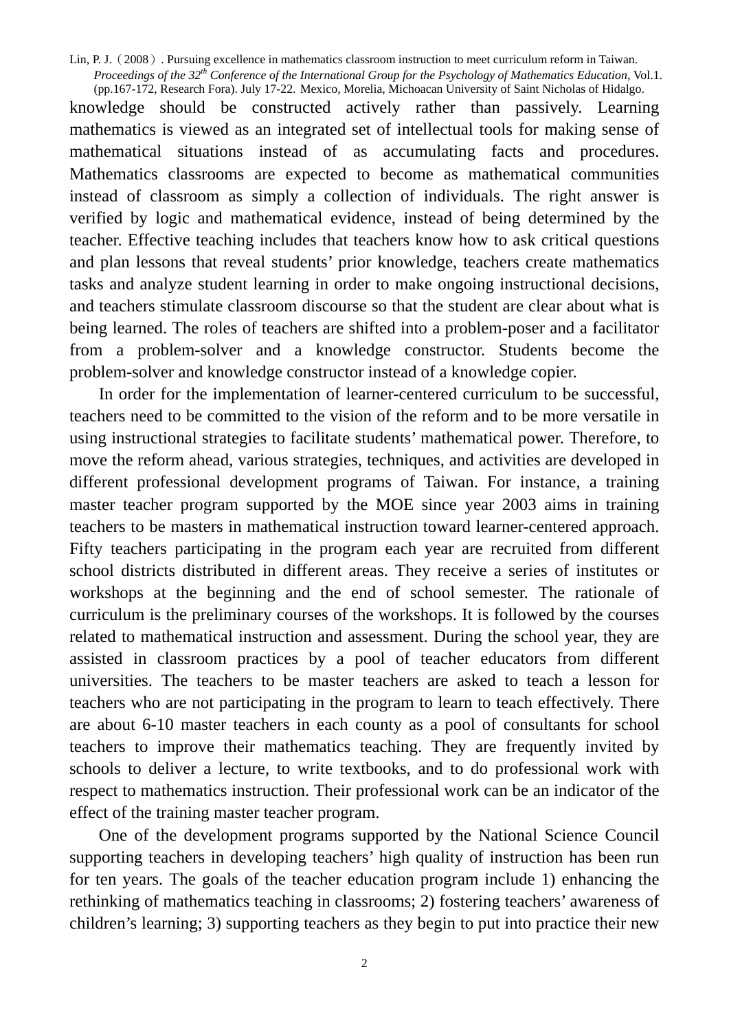knowledge should be constructed actively rather than passively. Learning mathematics is viewed as an integrated set of intellectual tools for making sense of mathematical situations instead of as accumulating facts and procedures. Mathematics classrooms are expected to become as mathematical communities instead of classroom as simply a collection of individuals. The right answer is verified by logic and mathematical evidence, instead of being determined by the teacher. Effective teaching includes that teachers know how to ask critical questions and plan lessons that reveal students' prior knowledge, teachers create mathematics tasks and analyze student learning in order to make ongoing instructional decisions, and teachers stimulate classroom discourse so that the student are clear about what is being learned. The roles of teachers are shifted into a problem-poser and a facilitator from a problem-solver and a knowledge constructor. Students become the problem-solver and knowledge constructor instead of a knowledge copier.

In order for the implementation of learner-centered curriculum to be successful, teachers need to be committed to the vision of the reform and to be more versatile in using instructional strategies to facilitate students' mathematical power. Therefore, to move the reform ahead, various strategies, techniques, and activities are developed in different professional development programs of Taiwan. For instance, a training master teacher program supported by the MOE since year 2003 aims in training teachers to be masters in mathematical instruction toward learner-centered approach. Fifty teachers participating in the program each year are recruited from different school districts distributed in different areas. They receive a series of institutes or workshops at the beginning and the end of school semester. The rationale of curriculum is the preliminary courses of the workshops. It is followed by the courses related to mathematical instruction and assessment. During the school year, they are assisted in classroom practices by a pool of teacher educators from different universities. The teachers to be master teachers are asked to teach a lesson for teachers who are not participating in the program to learn to teach effectively. There are about 6-10 master teachers in each county as a pool of consultants for school teachers to improve their mathematics teaching. They are frequently invited by schools to deliver a lecture, to write textbooks, and to do professional work with respect to mathematics instruction. Their professional work can be an indicator of the effect of the training master teacher program.

One of the development programs supported by the National Science Council supporting teachers in developing teachers' high quality of instruction has been run for ten years. The goals of the teacher education program include 1) enhancing the rethinking of mathematics teaching in classrooms; 2) fostering teachers' awareness of children's learning; 3) supporting teachers as they begin to put into practice their new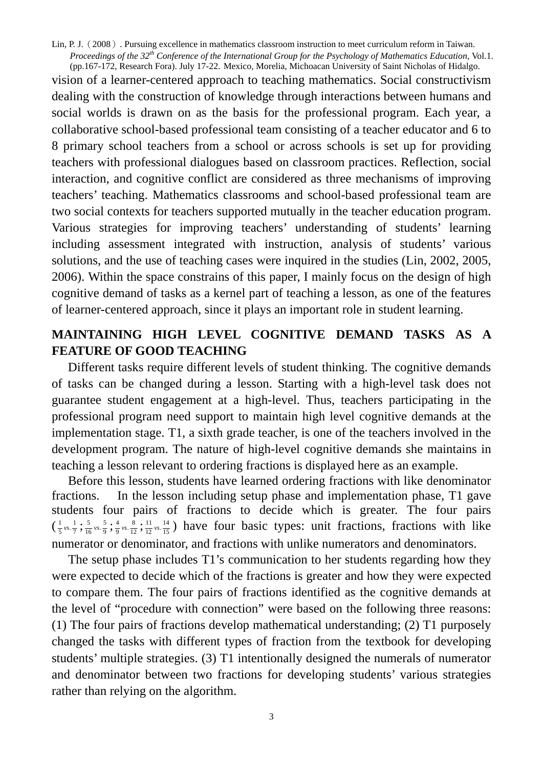vision of a learner-centered approach to teaching mathematics. Social constructivism dealing with the construction of knowledge through interactions between humans and social worlds is drawn on as the basis for the professional program. Each year, a collaborative school-based professional team consisting of a teacher educator and 6 to 8 primary school teachers from a school or across schools is set up for providing teachers with professional dialogues based on classroom practices. Reflection, social interaction, and cognitive conflict are considered as three mechanisms of improving teachers' teaching. Mathematics classrooms and school-based professional team are two social contexts for teachers supported mutually in the teacher education program. Various strategies for improving teachers' understanding of students' learning including assessment integrated with instruction, analysis of students' various solutions, and the use of teaching cases were inquired in the studies (Lin, 2002, 2005, 2006). Within the space constrains of this paper, I mainly focus on the design of high cognitive demand of tasks as a kernel part of teaching a lesson, as one of the features of learner-centered approach, since it plays an important role in student learning.

## MAINTAINING HIGH LEVEL COGNITIVE DEMAND TASKS AS A FEATURE OF GOOD TEACHING

Different tasks require different levels of student thinking. The cognitive demands of tasks can be changed during a lesson. Starting with a high-level task does not guarantee student engagement at a high-level. Thus, teachers participating in the professional program need support to maintain high level cognitive demands at the implementation stage. T1, a sixth grade teacher, is one of the teachers involved in the development program. The nature of high-level cognitive demands she maintains in teaching a lesson relevant to ordering fractions is displayed here as an example.

Before this lesson, students have learned ordering fractions with like denominator fractions. In the lesson including setup phase and implementation phase, T1 gave students four pairs of fractions to decide which is greater. The four pairs ($\frac{1}{5}$ *vs.* $\frac{1}{7}$ ; $\frac{5}{16}$ *vs.* $\frac{5}{9}$ ; $\frac{4}{9}$ *vs.* $\frac{8}{12}$ ; $\frac{11}{12}$ *vs.* $\frac{14}{15}$) have four basic types: unit fractions, fractions with like numerator or denominator, and fractions with unlike numerators and denominators.

The setup phase includes T1's communication to her students regarding how they were expected to decide which of the fractions is greater and how they were expected to compare them. The four pairs of fractions identified as the cognitive demands at the level of "procedure with connection" were based on the following three reasons: (1) The four pairs of fractions develop mathematical understanding; (2) T1 purposely changed the tasks with different types of fraction from the textbook for developing students' multiple strategies. (3) T1 intentionally designed the numerals of numerator and denominator between two fractions for developing students' various strategies rather than relying on the algorithm.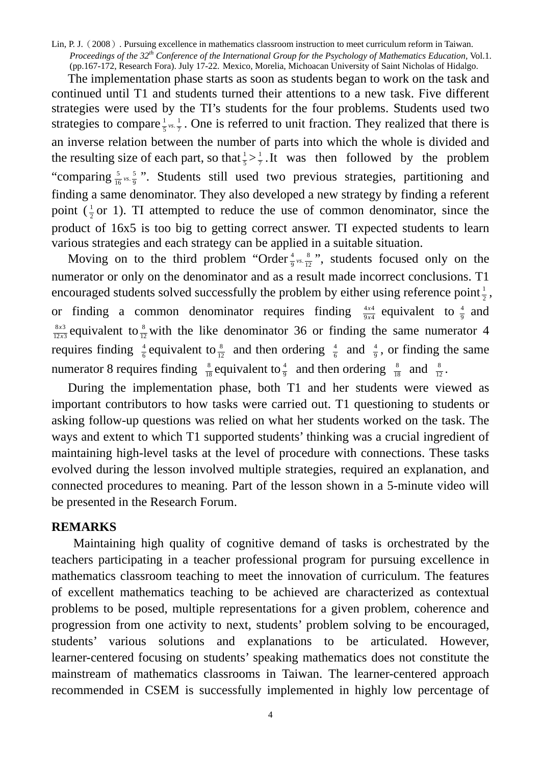The implementation phase starts as soon as students began to work on the task and continued until T1 and students turned their attentions to a new task. Five different strategies were used by the TI's students for the four problems. Students used two strategies to compare $\frac{1}{5}$ *vs.* $\frac{1}{7}$. One is referred to unit fraction. They realized that there is an inverse relation between the number of parts into which the whole is divided and the resulting size of each part, so that $\frac{1}{5} > \frac{1}{7}$. It was then followed by the problem "comparing $\frac{5}{16}$ *vs.* $\frac{5}{9}$". Students still used two previous strategies, partitioning and finding a same denominator. They also developed a new strategy by finding a referent point ($\frac{1}{2}$ or 1). TI attempted to reduce the use of common denominator, since the product of 16x5 is too big to getting correct answer. TI expected students to learn various strategies and each strategy can be applied in a suitable situation.

Moving on to the third problem "Order $\frac{4}{9}$ *vs.* $\frac{8}{12}$", students focused only on the numerator or only on the denominator and as a result made incorrect conclusions. T1 encouraged students solved successfully the problem by either using reference point $\frac{1}{2}$, or finding a common denominator requires finding $\frac{4x4}{9x4}$ equivalent to $\frac{4}{9}$ and $\frac{8x3}{12x3}$ equivalent to $\frac{8}{12}$ with the like denominator 36 or finding the same numerator 4 requires finding $\frac{4}{6}$ equivalent to $\frac{8}{12}$ and then ordering $\frac{4}{6}$ and $\frac{4}{9}$, or finding the same numerator 8 requires finding $\frac{8}{18}$ equivalent to $\frac{4}{9}$ and then ordering $\frac{8}{18}$ and $\frac{8}{12}$.

During the implementation phase, both T1 and her students were viewed as important contributors to how tasks were carried out. T1 questioning to students or asking follow-up questions was relied on what her students worked on the task. The ways and extent to which T1 supported students' thinking was a crucial ingredient of maintaining high-level tasks at the level of procedure with connections. These tasks evolved during the lesson involved multiple strategies, required an explanation, and connected procedures to meaning. Part of the lesson shown in a 5-minute video will be presented in the Research Forum.

## REMARKS

Maintaining high quality of cognitive demand of tasks is orchestrated by the teachers participating in a teacher professional program for pursuing excellence in mathematics classroom teaching to meet the innovation of curriculum. The features of excellent mathematics teaching to be achieved are characterized as contextual problems to be posed, multiple representations for a given problem, coherence and progression from one activity to next, students' problem solving to be encouraged, students' various solutions and explanations to be articulated. However, learner-centered focusing on students' speaking mathematics does not constitute the mainstream of mathematics classrooms in Taiwan. The learner-centered approach recommended in CSEM is successfully implemented in highly low percentage of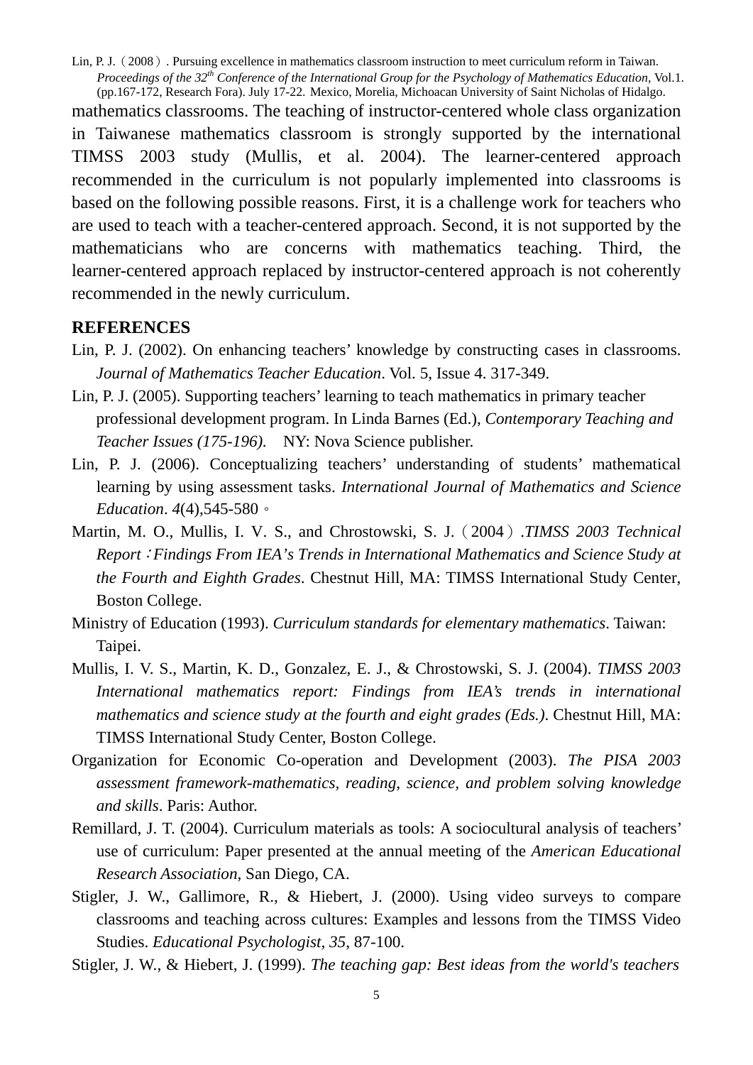mathematics classrooms. The teaching of instructor-centered whole class organization in Taiwanese mathematics classroom is strongly supported by the international TIMSS 2003 study (Mullis, et al. 2004). The learner-centered approach recommended in the curriculum is not popularly implemented into classrooms is based on the following possible reasons. First, it is a challenge work for teachers who are used to teach with a teacher-centered approach. Second, it is not supported by the mathematicians who are concerns with mathematics teaching. Third, the learner-centered approach replaced by instructor-centered approach is not coherently recommended in the newly curriculum.

## REFERENCES

Lin, P. J. (2002). On enhancing teachers' knowledge by constructing cases in classrooms. *Journal of Mathematics Teacher Education*. Vol. 5, Issue 4. 317-349.

Lin, P. J. (2005). Supporting teachers' learning to teach mathematics in primary teacher professional development program. In Linda Barnes (Ed.), *Contemporary Teaching and Teacher Issues (175-196).* NY: Nova Science publisher.

Lin, P. J. (2006). Conceptualizing teachers' understanding of students' mathematical learning by using assessment tasks. *International Journal of Mathematics and Science Education*. *4*(4),545-580。

Martin, M. O., Mullis, I. V. S., and Chrostowski, S. J.（2004）.*TIMSS 2003 Technical Report：Findings From IEA's Trends in International Mathematics and Science Study at the Fourth and Eighth Grades*. Chestnut Hill, MA: TIMSS International Study Center, Boston College.

Ministry of Education (1993). *Curriculum standards for elementary mathematics*. Taiwan: Taipei.

Mullis, I. V. S., Martin, K. D., Gonzalez, E. J., & Chrostowski, S. J. (2004). *TIMSS 2003 International mathematics report: Findings from IEA's trends in international mathematics and science study at the fourth and eight grades (Eds.)*. Chestnut Hill, MA: TIMSS International Study Center, Boston College.

Organization for Economic Co-operation and Development (2003). *The PISA 2003 assessment framework-mathematics, reading, science, and problem solving knowledge and skills*. Paris: Author.

Remillard, J. T. (2004). Curriculum materials as tools: A sociocultural analysis of teachers' use of curriculum: Paper presented at the annual meeting of the *American Educational Research Association*, San Diego, CA.

Stigler, J. W., Gallimore, R., & Hiebert, J. (2000). Using video surveys to compare classrooms and teaching across cultures: Examples and lessons from the TIMSS Video Studies. *Educational Psychologist, 35*, 87-100.

Stigler, J. W., & Hiebert, J. (1999). *The teaching gap: Best ideas from the world's teachers*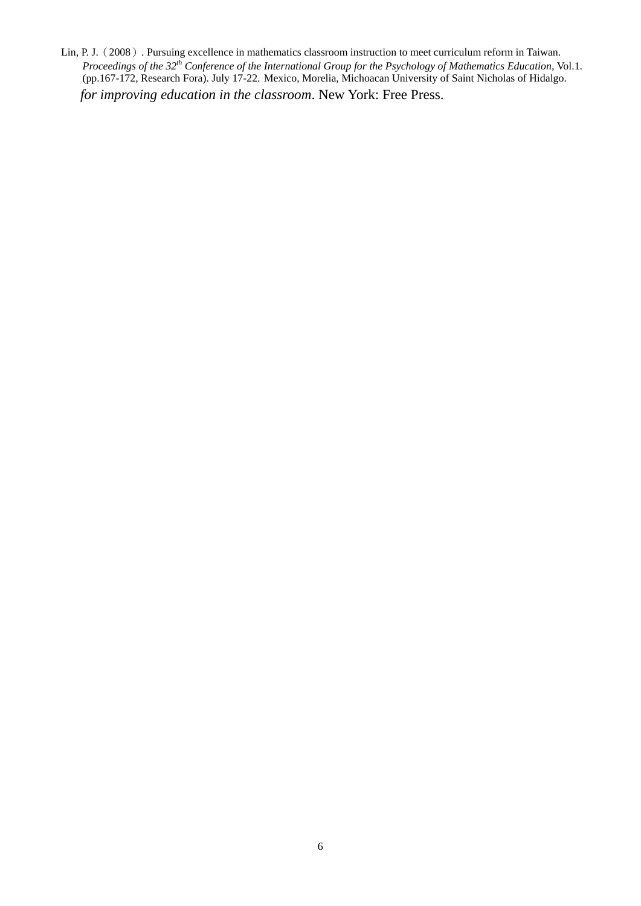Lin, P. J.（2008）. Pursuing excellence in mathematics classroom instruction to meet curriculum reform in Taiwan. *Proceedings of the 32th Conference of the International Group for the Psychology of Mathematics Education*, Vol.1. (pp.167-172, Research Fora). July 17-22. Mexico, Morelia, Michoacan University of Saint Nicholas of Hidalgo.

*for improving education in the classroom*. New York: Free Press.